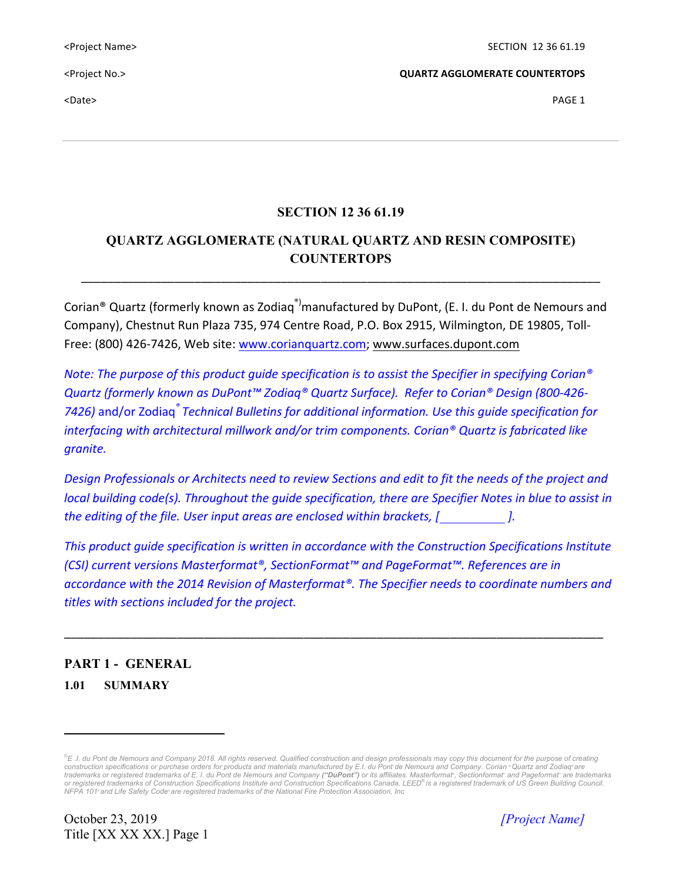# SECTION 12 36 61.19

## QUARTZ AGGLOMERATE (NATURAL QUARTZ AND RESIN COMPOSITE) COUNTERTOPS

---

Corian® Quartz (formerly known as Zodiaq®) manufactured by DuPont, (E. I. du Pont de Nemours and Company), Chestnut Run Plaza 735, 974 Centre Road, P.O. Box 2915, Wilmington, DE 19805, Toll-Free: (800) 426-7426, Web site: www.corianquartz.com; www.surfaces.dupont.com

*Note: The purpose of this product guide specification is to assist the Specifier in specifying Corian® Quartz (formerly known as DuPont™ Zodiaq® Quartz Surface). Refer to Corian® Design (800-426-7426)* and/or Zodiaq® *Technical Bulletins for additional information. Use this guide specification for interfacing with architectural millwork and/or trim components. Corian® Quartz is fabricated like granite.*

*Design Professionals or Architects need to review Sections and edit to fit the needs of the project and local building code(s). Throughout the guide specification, there are Specifier Notes in blue to assist in the editing of the file. User input areas are enclosed within brackets, [ __________ ].*

*This product guide specification is written in accordance with the Construction Specifications Institute (CSI) current versions Masterformat®, SectionFormat™ and PageFormat™. References are in accordance with the 2014 Revision of Masterformat®. The Specifier needs to coordinate numbers and titles with sections included for the project.*

---

## PART 1 - GENERAL

### 1.01 SUMMARY

---

*©E .I. du Pont de Nemours and Company 2018. All rights reserved. Qualified construction and design professionals may copy this document for the purpose of creating construction specifications or purchase orders for products and materials manufactured by E.I. du Pont de Nemours and Company. Corian ® Quartz and Zodiaq® are trademarks or registered trademarks of E. I. du Pont de Nemours and Company **("DuPont")** or its affiliates. Masterformat®, Sectionformat® and Pageformat® are trademarks or registered trademarks of Construction Specifications Institute and Construction Specifications Canada. LEED® is a registered trademark of US Green Building Council. NFPA 101® and Life Safety Code® are registered trademarks of the National Fire Protection Association, Inc*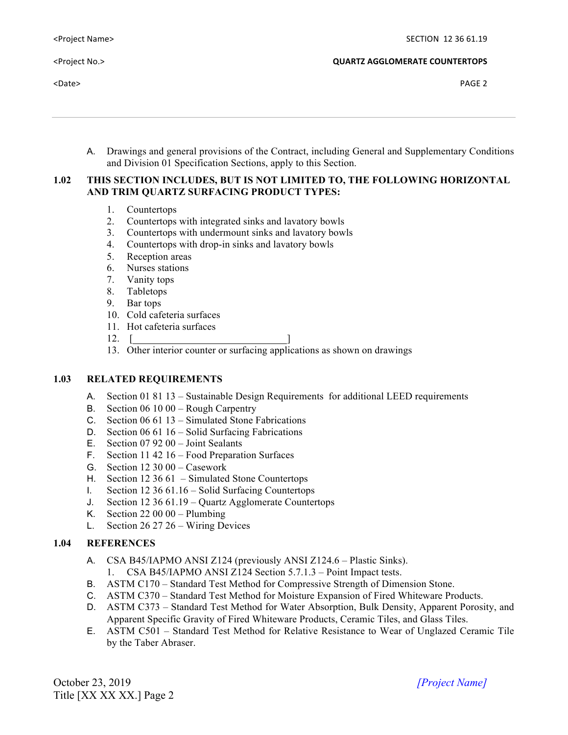A. Drawings and general provisions of the Contract, including General and Supplementary Conditions and Division 01 Specification Sections, apply to this Section.

## 1.02 THIS SECTION INCLUDES, BUT IS NOT LIMITED TO, THE FOLLOWING HORIZONTAL AND TRIM QUARTZ SURFACING PRODUCT TYPES:

1. Countertops
2. Countertops with integrated sinks and lavatory bowls
3. Countertops with undermount sinks and lavatory bowls
4. Countertops with drop-in sinks and lavatory bowls
5. Reception areas
6. Nurses stations
7. Vanity tops
8. Tabletops
9. Bar tops
10. Cold cafeteria surfaces
11. Hot cafeteria surfaces
12. [______________________________]
13. Other interior counter or surfacing applications as shown on drawings

## 1.03 RELATED REQUIREMENTS

A. Section 01 81 13 – Sustainable Design Requirements for additional LEED requirements
B. Section 06 10 00 – Rough Carpentry
C. Section 06 61 13 – Simulated Stone Fabrications
D. Section 06 61 16 – Solid Surfacing Fabrications
E. Section 07 92 00 – Joint Sealants
F. Section 11 42 16 – Food Preparation Surfaces
G. Section 12 30 00 – Casework
H. Section 12 36 61 – Simulated Stone Countertops
I. Section 12 36 61.16 – Solid Surfacing Countertops
J. Section 12 36 61.19 – Quartz Agglomerate Countertops
K. Section 22 00 00 – Plumbing
L. Section 26 27 26 – Wiring Devices

## 1.04 REFERENCES

A. CSA B45/IAPMO ANSI Z124 (previously ANSI Z124.6 – Plastic Sinks).
   1. CSA B45/IAPMO ANSI Z124 Section 5.7.1.3 – Point Impact tests.
B. ASTM C170 – Standard Test Method for Compressive Strength of Dimension Stone.
C. ASTM C370 – Standard Test Method for Moisture Expansion of Fired Whiteware Products.
D. ASTM C373 – Standard Test Method for Water Absorption, Bulk Density, Apparent Porosity, and Apparent Specific Gravity of Fired Whiteware Products, Ceramic Tiles, and Glass Tiles.
E. ASTM C501 – Standard Test Method for Relative Resistance to Wear of Unglazed Ceramic Tile by the Taber Abraser.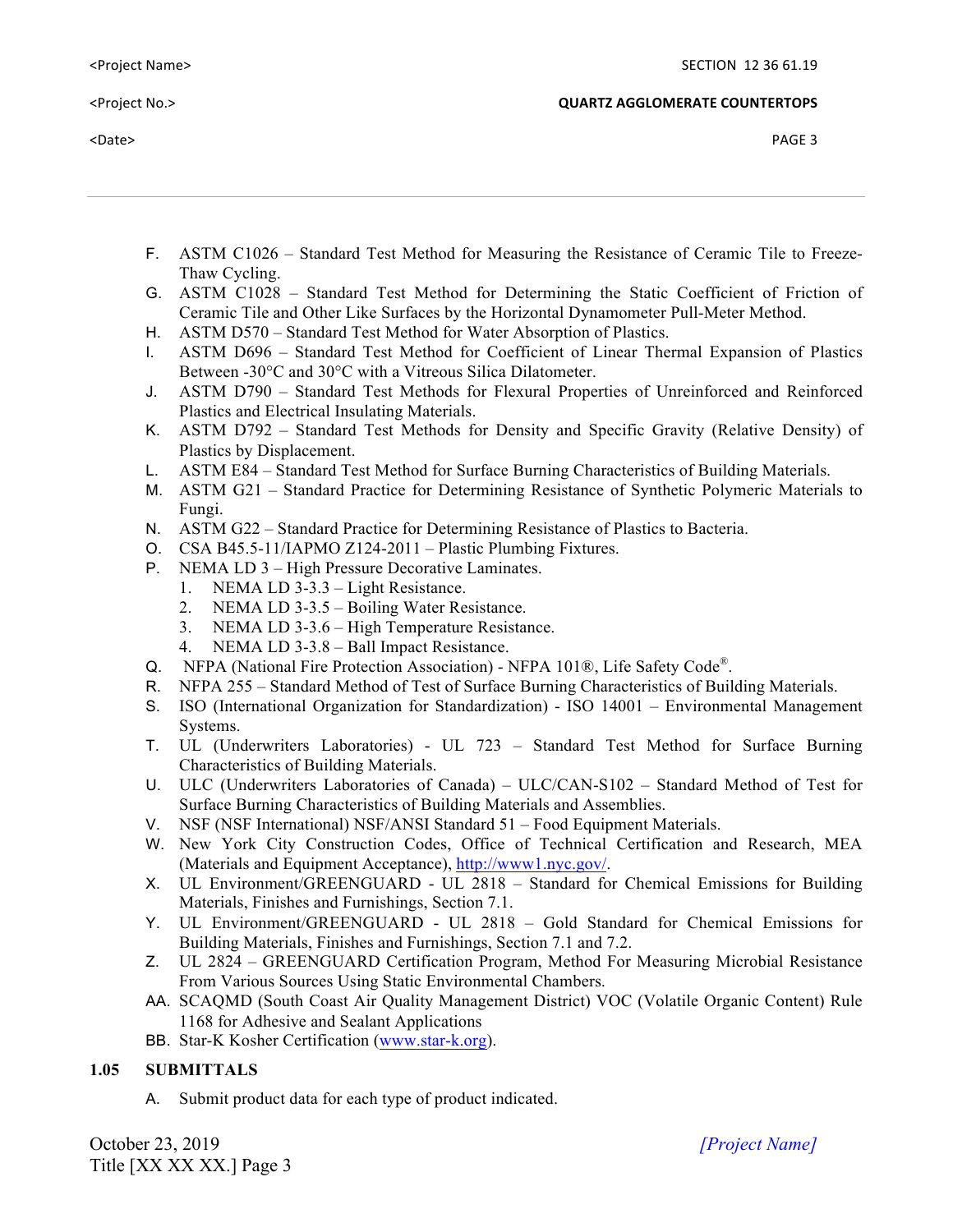F. ASTM C1026 – Standard Test Method for Measuring the Resistance of Ceramic Tile to Freeze-Thaw Cycling.
G. ASTM C1028 – Standard Test Method for Determining the Static Coefficient of Friction of Ceramic Tile and Other Like Surfaces by the Horizontal Dynamometer Pull-Meter Method.
H. ASTM D570 – Standard Test Method for Water Absorption of Plastics.
I. ASTM D696 – Standard Test Method for Coefficient of Linear Thermal Expansion of Plastics Between -30°C and 30°C with a Vitreous Silica Dilatometer.
J. ASTM D790 – Standard Test Methods for Flexural Properties of Unreinforced and Reinforced Plastics and Electrical Insulating Materials.
K. ASTM D792 – Standard Test Methods for Density and Specific Gravity (Relative Density) of Plastics by Displacement.
L. ASTM E84 – Standard Test Method for Surface Burning Characteristics of Building Materials.
M. ASTM G21 – Standard Practice for Determining Resistance of Synthetic Polymeric Materials to Fungi.
N. ASTM G22 – Standard Practice for Determining Resistance of Plastics to Bacteria.
O. CSA B45.5-11/IAPMO Z124-2011 – Plastic Plumbing Fixtures.
P. NEMA LD 3 – High Pressure Decorative Laminates.
   1. NEMA LD 3-3.3 – Light Resistance.
   2. NEMA LD 3-3.5 – Boiling Water Resistance.
   3. NEMA LD 3-3.6 – High Temperature Resistance.
   4. NEMA LD 3-3.8 – Ball Impact Resistance.
Q. NFPA (National Fire Protection Association) - NFPA 101®, Life Safety Code®.
R. NFPA 255 – Standard Method of Test of Surface Burning Characteristics of Building Materials.
S. ISO (International Organization for Standardization) - ISO 14001 – Environmental Management Systems.
T. UL (Underwriters Laboratories) - UL 723 – Standard Test Method for Surface Burning Characteristics of Building Materials.
U. ULC (Underwriters Laboratories of Canada) – ULC/CAN-S102 – Standard Method of Test for Surface Burning Characteristics of Building Materials and Assemblies.
V. NSF (NSF International) NSF/ANSI Standard 51 – Food Equipment Materials.
W. New York City Construction Codes, Office of Technical Certification and Research, MEA (Materials and Equipment Acceptance), http://www1.nyc.gov/.
X. UL Environment/GREENGUARD - UL 2818 – Standard for Chemical Emissions for Building Materials, Finishes and Furnishings, Section 7.1.
Y. UL Environment/GREENGUARD - UL 2818 – Gold Standard for Chemical Emissions for Building Materials, Finishes and Furnishings, Section 7.1 and 7.2.
Z. UL 2824 – GREENGUARD Certification Program, Method For Measuring Microbial Resistance From Various Sources Using Static Environmental Chambers.
AA. SCAQMD (South Coast Air Quality Management District) VOC (Volatile Organic Content) Rule 1168 for Adhesive and Sealant Applications
BB. Star-K Kosher Certification (www.star-k.org).

## 1.05 SUBMITTALS

A. Submit product data for each type of product indicated.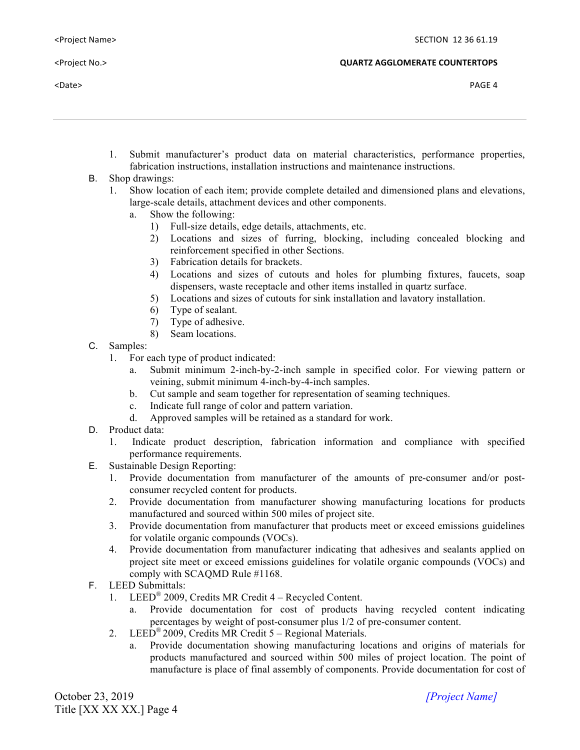1. Submit manufacturer's product data on material characteristics, performance properties, fabrication instructions, installation instructions and maintenance instructions.

B. Shop drawings:
   1. Show location of each item; provide complete detailed and dimensioned plans and elevations, large-scale details, attachment devices and other components.
      a. Show the following:
         1) Full-size details, edge details, attachments, etc.
         2) Locations and sizes of furring, blocking, including concealed blocking and reinforcement specified in other Sections.
         3) Fabrication details for brackets.
         4) Locations and sizes of cutouts and holes for plumbing fixtures, faucets, soap dispensers, waste receptacle and other items installed in quartz surface.
         5) Locations and sizes of cutouts for sink installation and lavatory installation.
         6) Type of sealant.
         7) Type of adhesive.
         8) Seam locations.

C. Samples:
   1. For each type of product indicated:
      a. Submit minimum 2-inch-by-2-inch sample in specified color. For viewing pattern or veining, submit minimum 4-inch-by-4-inch samples.
      b. Cut sample and seam together for representation of seaming techniques.
      c. Indicate full range of color and pattern variation.
      d. Approved samples will be retained as a standard for work.

D. Product data:
   1. Indicate product description, fabrication information and compliance with specified performance requirements.

E. Sustainable Design Reporting:
   1. Provide documentation from manufacturer of the amounts of pre-consumer and/or post-consumer recycled content for products.
   2. Provide documentation from manufacturer showing manufacturing locations for products manufactured and sourced within 500 miles of project site.
   3. Provide documentation from manufacturer that products meet or exceed emissions guidelines for volatile organic compounds (VOCs).
   4. Provide documentation from manufacturer indicating that adhesives and sealants applied on project site meet or exceed emissions guidelines for volatile organic compounds (VOCs) and comply with SCAQMD Rule #1168.

F. LEED Submittals:
   1. LEED® 2009, Credits MR Credit 4 – Recycled Content.
      a. Provide documentation for cost of products having recycled content indicating percentages by weight of post-consumer plus 1/2 of pre-consumer content.
   2. LEED® 2009, Credits MR Credit 5 – Regional Materials.
      a. Provide documentation showing manufacturing locations and origins of materials for products manufactured and sourced within 500 miles of project location. The point of manufacture is place of final assembly of components. Provide documentation for cost of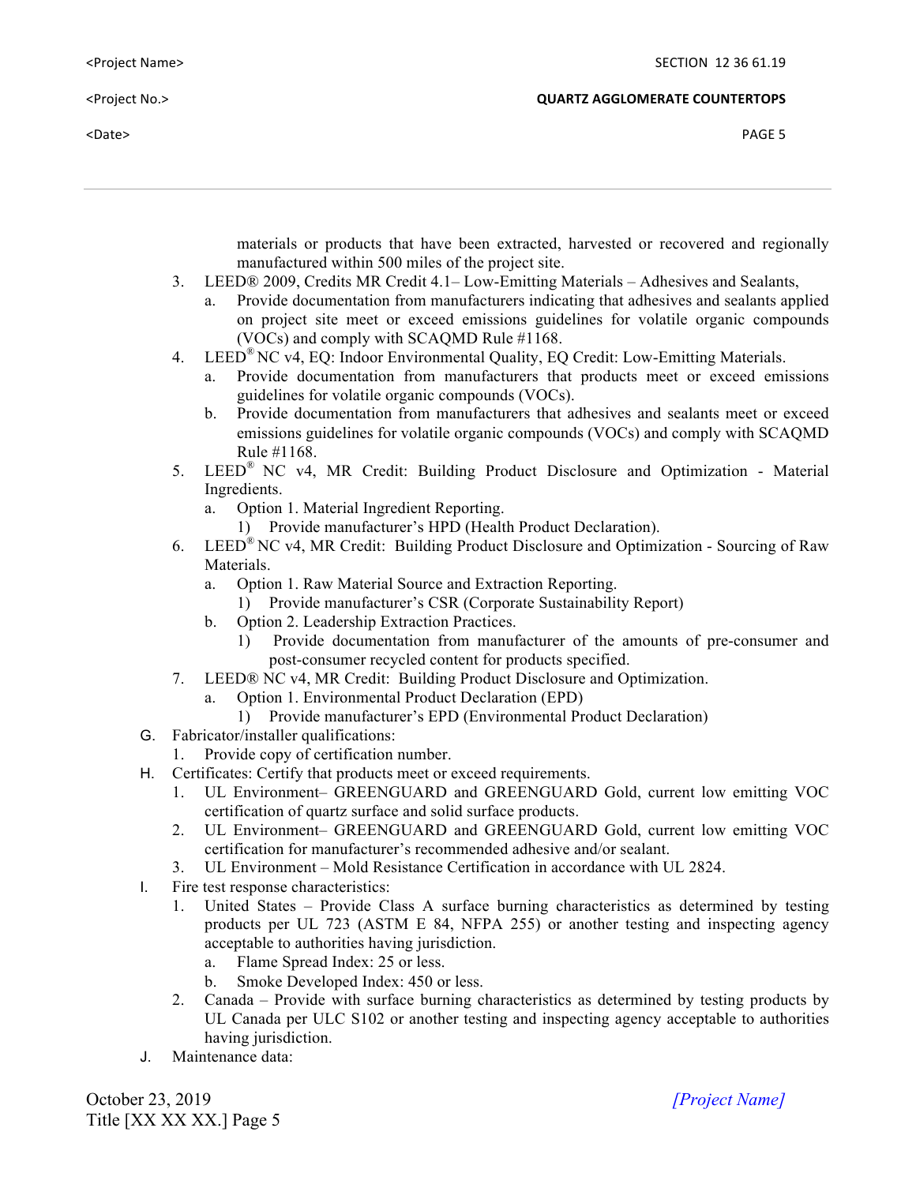materials or products that have been extracted, harvested or recovered and regionally manufactured within 500 miles of the project site.

3. LEED® 2009, Credits MR Credit 4.1– Low-Emitting Materials – Adhesives and Sealants,
   a. Provide documentation from manufacturers indicating that adhesives and sealants applied on project site meet or exceed emissions guidelines for volatile organic compounds (VOCs) and comply with SCAQMD Rule #1168.
4. LEED® NC v4, EQ: Indoor Environmental Quality, EQ Credit: Low-Emitting Materials.
   a. Provide documentation from manufacturers that products meet or exceed emissions guidelines for volatile organic compounds (VOCs).
   b. Provide documentation from manufacturers that adhesives and sealants meet or exceed emissions guidelines for volatile organic compounds (VOCs) and comply with SCAQMD Rule #1168.
5. LEED® NC v4, MR Credit: Building Product Disclosure and Optimization - Material Ingredients.
   a. Option 1. Material Ingredient Reporting.
      1) Provide manufacturer's HPD (Health Product Declaration).
6. LEED® NC v4, MR Credit: Building Product Disclosure and Optimization - Sourcing of Raw Materials.
   a. Option 1. Raw Material Source and Extraction Reporting.
      1) Provide manufacturer's CSR (Corporate Sustainability Report)
   b. Option 2. Leadership Extraction Practices.
      1) Provide documentation from manufacturer of the amounts of pre-consumer and post-consumer recycled content for products specified.
7. LEED® NC v4, MR Credit: Building Product Disclosure and Optimization.
   a. Option 1. Environmental Product Declaration (EPD)
      1) Provide manufacturer's EPD (Environmental Product Declaration)

G. Fabricator/installer qualifications:
   1. Provide copy of certification number.

H. Certificates: Certify that products meet or exceed requirements.
   1. UL Environment– GREENGUARD and GREENGUARD Gold, current low emitting VOC certification of quartz surface and solid surface products.
   2. UL Environment– GREENGUARD and GREENGUARD Gold, current low emitting VOC certification for manufacturer's recommended adhesive and/or sealant.
   3. UL Environment – Mold Resistance Certification in accordance with UL 2824.

I. Fire test response characteristics:
   1. United States – Provide Class A surface burning characteristics as determined by testing products per UL 723 (ASTM E 84, NFPA 255) or another testing and inspecting agency acceptable to authorities having jurisdiction.
      a. Flame Spread Index: 25 or less.
      b. Smoke Developed Index: 450 or less.
   2. Canada – Provide with surface burning characteristics as determined by testing products by UL Canada per ULC S102 or another testing and inspecting agency acceptable to authorities having jurisdiction.

J. Maintenance data: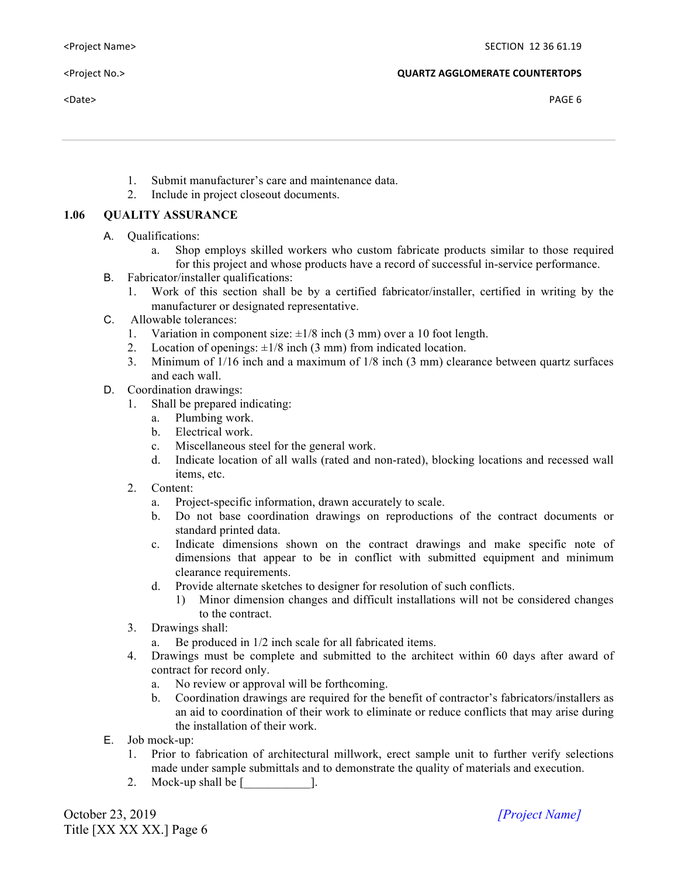1. Submit manufacturer's care and maintenance data.
2. Include in project closeout documents.

## 1.06 QUALITY ASSURANCE

A. Qualifications:
   a. Shop employs skilled workers who custom fabricate products similar to those required for this project and whose products have a record of successful in-service performance.

B. Fabricator/installer qualifications:
   1. Work of this section shall be by a certified fabricator/installer, certified in writing by the manufacturer or designated representative.

C. Allowable tolerances:
   1. Variation in component size: ±1/8 inch (3 mm) over a 10 foot length.
   2. Location of openings: ±1/8 inch (3 mm) from indicated location.
   3. Minimum of 1/16 inch and a maximum of 1/8 inch (3 mm) clearance between quartz surfaces and each wall.

D. Coordination drawings:
   1. Shall be prepared indicating:
      a. Plumbing work.
      b. Electrical work.
      c. Miscellaneous steel for the general work.
      d. Indicate location of all walls (rated and non-rated), blocking locations and recessed wall items, etc.
   2. Content:
      a. Project-specific information, drawn accurately to scale.
      b. Do not base coordination drawings on reproductions of the contract documents or standard printed data.
      c. Indicate dimensions shown on the contract drawings and make specific note of dimensions that appear to be in conflict with submitted equipment and minimum clearance requirements.
      d. Provide alternate sketches to designer for resolution of such conflicts.
         1) Minor dimension changes and difficult installations will not be considered changes to the contract.
   3. Drawings shall:
      a. Be produced in 1/2 inch scale for all fabricated items.
   4. Drawings must be complete and submitted to the architect within 60 days after award of contract for record only.
      a. No review or approval will be forthcoming.
      b. Coordination drawings are required for the benefit of contractor's fabricators/installers as an aid to coordination of their work to eliminate or reduce conflicts that may arise during the installation of their work.

E. Job mock-up:
   1. Prior to fabrication of architectural millwork, erect sample unit to further verify selections made under sample submittals and to demonstrate the quality of materials and execution.
   2. Mock-up shall be [___________].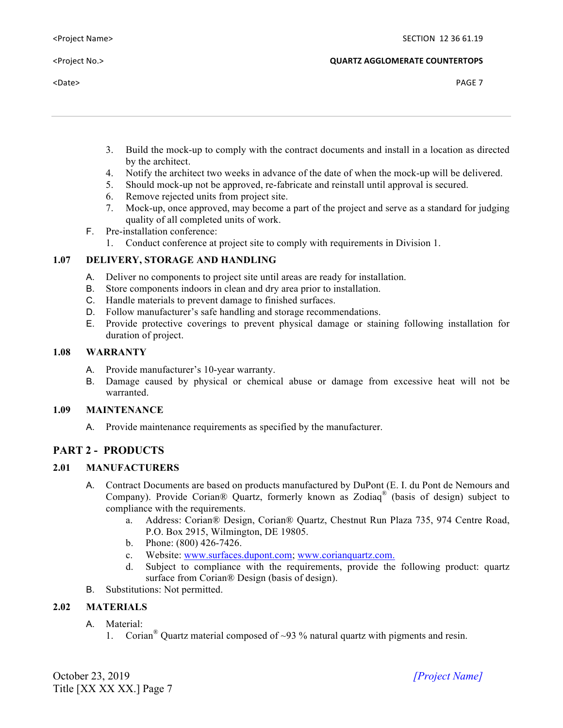3. Build the mock-up to comply with the contract documents and install in a location as directed by the architect.
4. Notify the architect two weeks in advance of the date of when the mock-up will be delivered.
5. Should mock-up not be approved, re-fabricate and reinstall until approval is secured.
6. Remove rejected units from project site.
7. Mock-up, once approved, may become a part of the project and serve as a standard for judging quality of all completed units of work.

F. Pre-installation conference:
   1. Conduct conference at project site to comply with requirements in Division 1.

### 1.07 DELIVERY, STORAGE AND HANDLING

A. Deliver no components to project site until areas are ready for installation.
B. Store components indoors in clean and dry area prior to installation.
C. Handle materials to prevent damage to finished surfaces.
D. Follow manufacturer's safe handling and storage recommendations.
E. Provide protective coverings to prevent physical damage or staining following installation for duration of project.

### 1.08 WARRANTY

A. Provide manufacturer's 10-year warranty.
B. Damage caused by physical or chemical abuse or damage from excessive heat will not be warranted.

### 1.09 MAINTENANCE

A. Provide maintenance requirements as specified by the manufacturer.

## PART 2 - PRODUCTS

### 2.01 MANUFACTURERS

A. Contract Documents are based on products manufactured by DuPont (E. I. du Pont de Nemours and Company). Provide Corian® Quartz, formerly known as Zodiaq® (basis of design) subject to compliance with the requirements.
   a. Address: Corian® Design, Corian® Quartz, Chestnut Run Plaza 735, 974 Centre Road, P.O. Box 2915, Wilmington, DE 19805.
   b. Phone: (800) 426-7426.
   c. Website: www.surfaces.dupont.com; www.corianquartz.com.
   d. Subject to compliance with the requirements, provide the following product: quartz surface from Corian® Design (basis of design).

B. Substitutions: Not permitted.

### 2.02 MATERIALS

A. Material:
   1. Corian® Quartz material composed of ~93 % natural quartz with pigments and resin.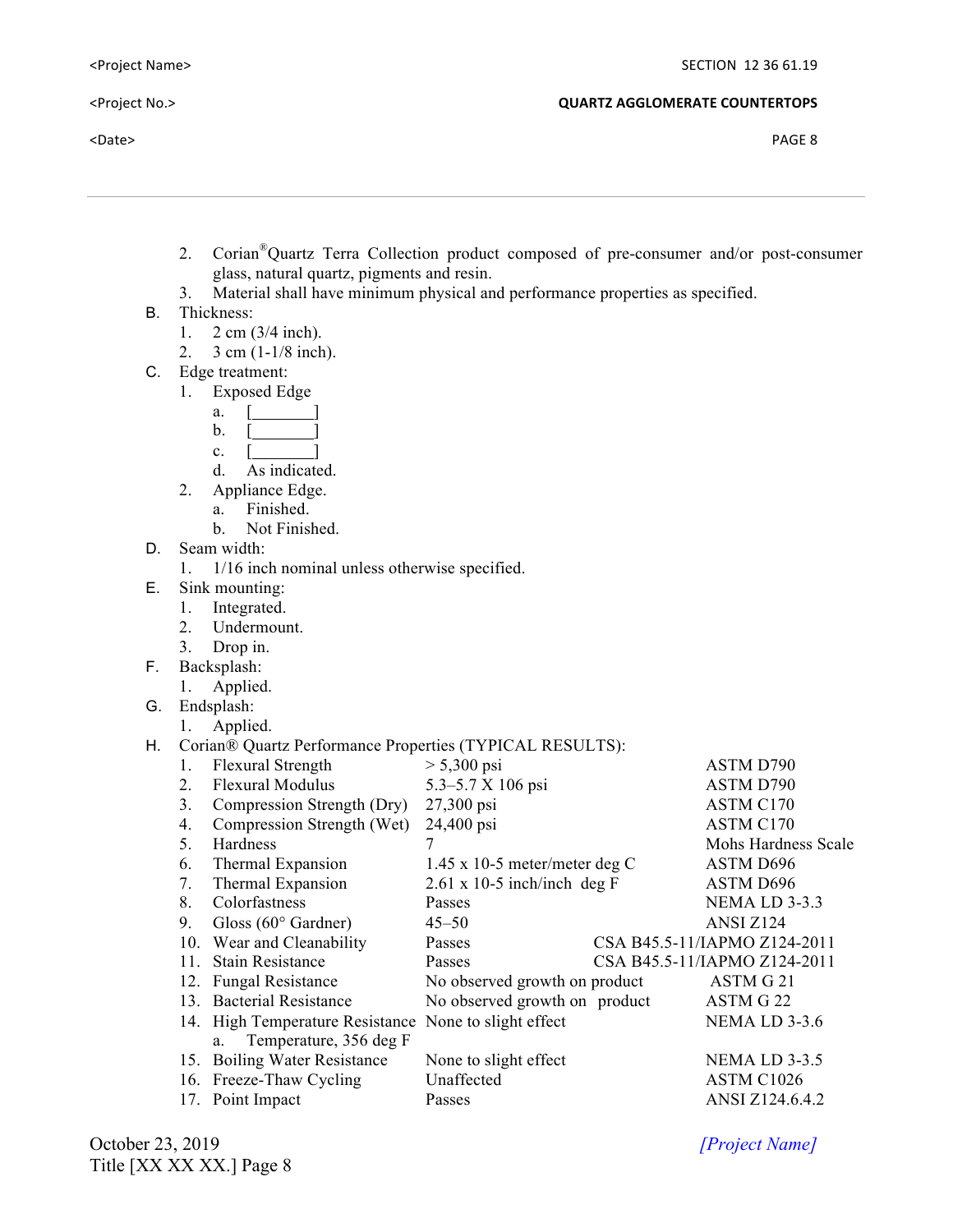2. Corian®Quartz Terra Collection product composed of pre-consumer and/or post-consumer glass, natural quartz, pigments and resin.
3. Material shall have minimum physical and performance properties as specified.

B. Thickness:
1. 2 cm (3/4 inch).
2. 3 cm (1-1/8 inch).

C. Edge treatment:
1. Exposed Edge
   a. [_______]
   b. [_______]
   c. [_______]
   d. As indicated.
2. Appliance Edge.
   a. Finished.
   b. Not Finished.

D. Seam width:
1. 1/16 inch nominal unless otherwise specified.

E. Sink mounting:
1. Integrated.
2. Undermount.
3. Drop in.

F. Backsplash:
1. Applied.

G. Endsplash:
1. Applied.

H. Corian® Quartz Performance Properties (TYPICAL RESULTS):

| | Property | Result | Test Method |
|---|---|---|---|
| 1. | Flexural Strength | > 5,300 psi | ASTM D790 |
| 2. | Flexural Modulus | 5.3–5.7 X 106 psi | ASTM D790 |
| 3. | Compression Strength (Dry) | 27,300 psi | ASTM C170 |
| 4. | Compression Strength (Wet) | 24,400 psi | ASTM C170 |
| 5. | Hardness | 7 | Mohs Hardness Scale |
| 6. | Thermal Expansion | 1.45 x 10-5 meter/meter deg C | ASTM D696 |
| 7. | Thermal Expansion | 2.61 x 10-5 inch/inch deg F | ASTM D696 |
| 8. | Colorfastness | Passes | NEMA LD 3-3.3 |
| 9. | Gloss (60° Gardner) | 45–50 | ANSI Z124 |
| 10. | Wear and Cleanability | Passes | CSA B45.5-11/IAPMO Z124-2011 |
| 11. | Stain Resistance | Passes | CSA B45.5-11/IAPMO Z124-2011 |
| 12. | Fungal Resistance | No observed growth on product | ASTM G 21 |
| 13. | Bacterial Resistance | No observed growth on product | ASTM G 22 |
| 14. | High Temperature Resistance<br>a. Temperature, 356 deg F | None to slight effect | NEMA LD 3-3.6 |
| 15. | Boiling Water Resistance | None to slight effect | NEMA LD 3-3.5 |
| 16. | Freeze-Thaw Cycling | Unaffected | ASTM C1026 |
| 17. | Point Impact | Passes | ANSI Z124.6.4.2 |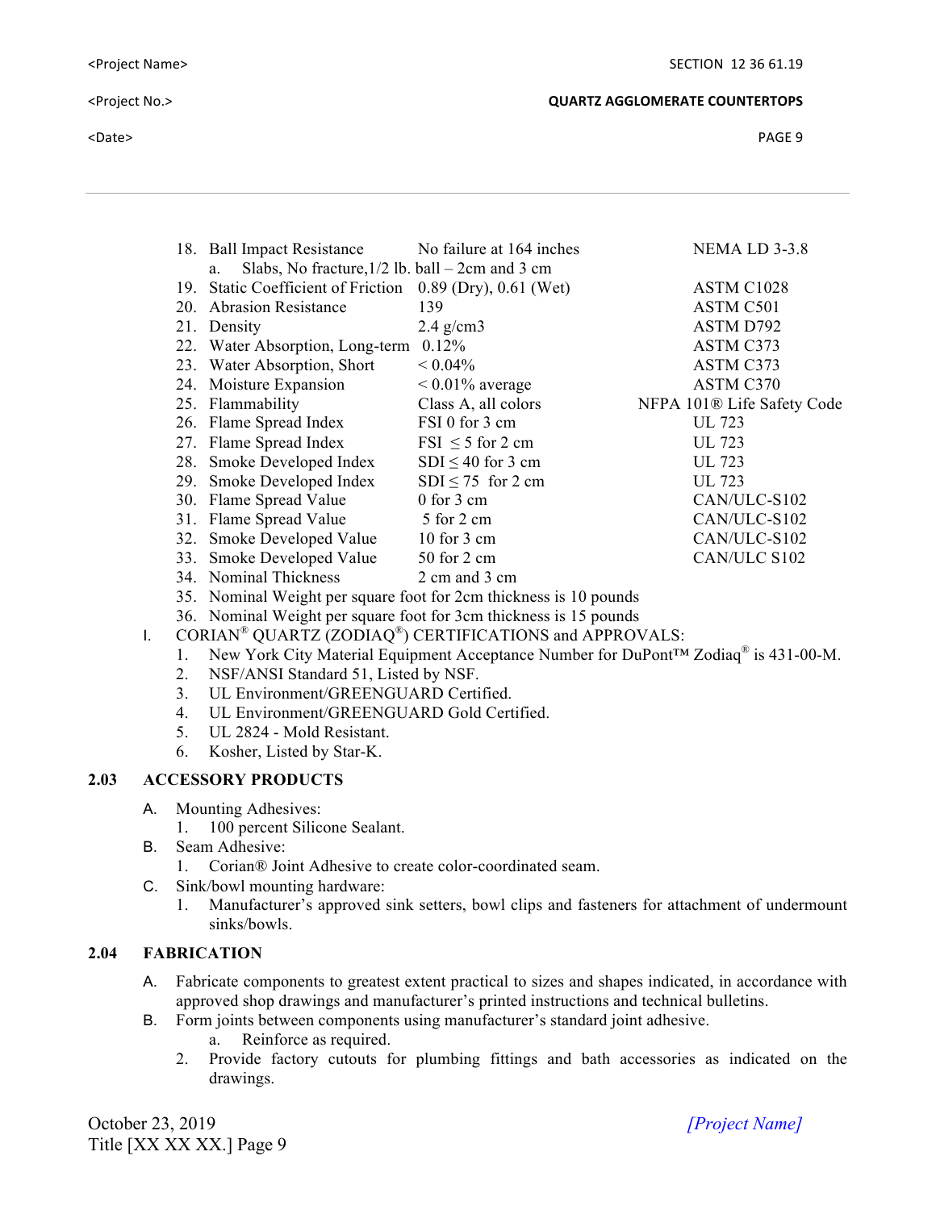18. Ball Impact Resistance — No failure at 164 inches — NEMA LD 3-3.8
    a. Slabs, No fracture, 1/2 lb. ball – 2cm and 3 cm
19. Static Coefficient of Friction — 0.89 (Dry), 0.61 (Wet) — ASTM C1028
20. Abrasion Resistance — 139 — ASTM C501
21. Density — 2.4 g/cm3 — ASTM D792
22. Water Absorption, Long-term — 0.12% — ASTM C373
23. Water Absorption, Short — < 0.04% — ASTM C373
24. Moisture Expansion — < 0.01% average — ASTM C370
25. Flammability — Class A, all colors — NFPA 101® Life Safety Code
26. Flame Spread Index — FSI 0 for 3 cm — UL 723
27. Flame Spread Index — FSI ≤ 5 for 2 cm — UL 723
28. Smoke Developed Index — SDI ≤ 40 for 3 cm — UL 723
29. Smoke Developed Index — SDI ≤ 75 for 2 cm — UL 723
30. Flame Spread Value — 0 for 3 cm — CAN/ULC-S102
31. Flame Spread Value — 5 for 2 cm — CAN/ULC-S102
32. Smoke Developed Value — 10 for 3 cm — CAN/ULC-S102
33. Smoke Developed Value — 50 for 2 cm — CAN/ULC S102
34. Nominal Thickness — 2 cm and 3 cm
35. Nominal Weight per square foot for 2cm thickness is 10 pounds
36. Nominal Weight per square foot for 3cm thickness is 15 pounds

I. CORIAN® QUARTZ (ZODIAQ®) CERTIFICATIONS and APPROVALS:
   1. New York City Material Equipment Acceptance Number for DuPont™ Zodiaq® is 431-00-M.
   2. NSF/ANSI Standard 51, Listed by NSF.
   3. UL Environment/GREENGUARD Certified.
   4. UL Environment/GREENGUARD Gold Certified.
   5. UL 2824 - Mold Resistant.
   6. Kosher, Listed by Star-K.

## 2.03 ACCESSORY PRODUCTS

A. Mounting Adhesives:
   1. 100 percent Silicone Sealant.

B. Seam Adhesive:
   1. Corian® Joint Adhesive to create color-coordinated seam.

C. Sink/bowl mounting hardware:
   1. Manufacturer's approved sink setters, bowl clips and fasteners for attachment of undermount sinks/bowls.

## 2.04 FABRICATION

A. Fabricate components to greatest extent practical to sizes and shapes indicated, in accordance with approved shop drawings and manufacturer's printed instructions and technical bulletins.

B. Form joints between components using manufacturer's standard joint adhesive.
   a. Reinforce as required.
   2. Provide factory cutouts for plumbing fittings and bath accessories as indicated on the drawings.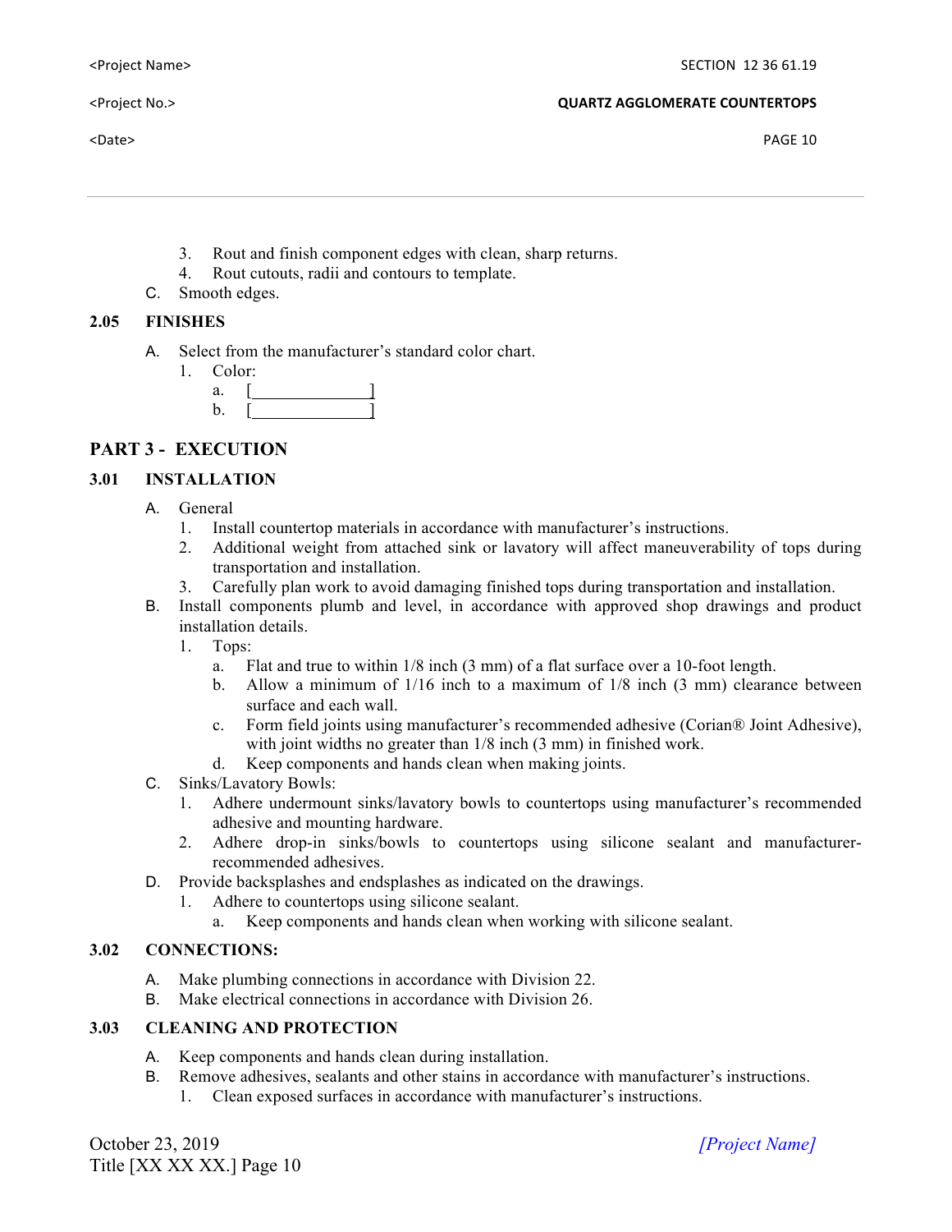3. Rout and finish component edges with clean, sharp returns.
4. Rout cutouts, radii and contours to template.

C. Smooth edges.

### 2.05 FINISHES

A. Select from the manufacturer's standard color chart.
   1. Color:
      a. [______________]
      b. [______________]

## PART 3 - EXECUTION

### 3.01 INSTALLATION

A. General
   1. Install countertop materials in accordance with manufacturer's instructions.
   2. Additional weight from attached sink or lavatory will affect maneuverability of tops during transportation and installation.
   3. Carefully plan work to avoid damaging finished tops during transportation and installation.

B. Install components plumb and level, in accordance with approved shop drawings and product installation details.
   1. Tops:
      a. Flat and true to within 1/8 inch (3 mm) of a flat surface over a 10-foot length.
      b. Allow a minimum of 1/16 inch to a maximum of 1/8 inch (3 mm) clearance between surface and each wall.
      c. Form field joints using manufacturer's recommended adhesive (Corian® Joint Adhesive), with joint widths no greater than 1/8 inch (3 mm) in finished work.
      d. Keep components and hands clean when making joints.

C. Sinks/Lavatory Bowls:
   1. Adhere undermount sinks/lavatory bowls to countertops using manufacturer's recommended adhesive and mounting hardware.
   2. Adhere drop-in sinks/bowls to countertops using silicone sealant and manufacturer-recommended adhesives.

D. Provide backsplashes and endsplashes as indicated on the drawings.
   1. Adhere to countertops using silicone sealant.
      a. Keep components and hands clean when working with silicone sealant.

### 3.02 CONNECTIONS:

A. Make plumbing connections in accordance with Division 22.

B. Make electrical connections in accordance with Division 26.

### 3.03 CLEANING AND PROTECTION

A. Keep components and hands clean during installation.

B. Remove adhesives, sealants and other stains in accordance with manufacturer's instructions.
   1. Clean exposed surfaces in accordance with manufacturer's instructions.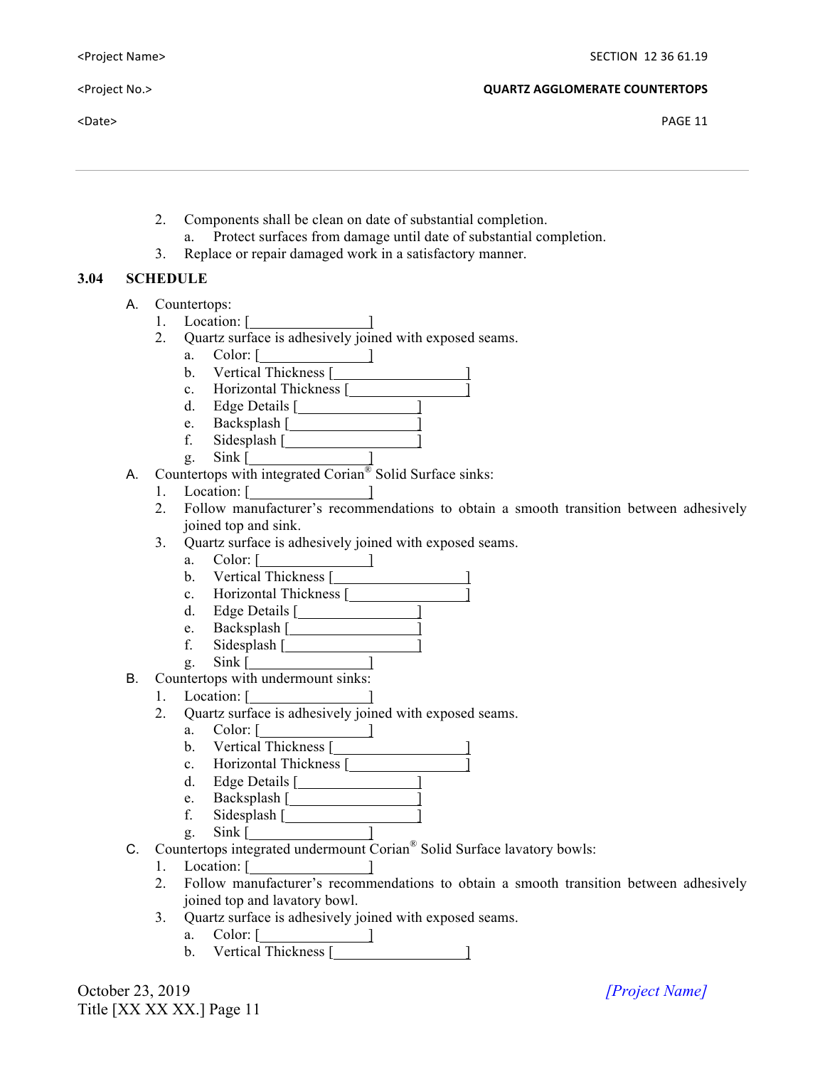2. Components shall be clean on date of substantial completion.
   a. Protect surfaces from damage until date of substantial completion.
3. Replace or repair damaged work in a satisfactory manner.

**3.04 SCHEDULE**

A. Countertops:
   1. Location: [_______________]
   2. Quartz surface is adhesively joined with exposed seams.
      a. Color: [_______________]
      b. Vertical Thickness [_________________]
      c. Horizontal Thickness [_______________]
      d. Edge Details [_______________]
      e. Backsplash [________________]
      f. Sidesplash [________________]
      g. Sink [_______________]

A. Countertops with integrated Corian® Solid Surface sinks:
   1. Location: [_______________]
   2. Follow manufacturer's recommendations to obtain a smooth transition between adhesively joined top and sink.
   3. Quartz surface is adhesively joined with exposed seams.
      a. Color: [_______________]
      b. Vertical Thickness [_________________]
      c. Horizontal Thickness [_______________]
      d. Edge Details [_______________]
      e. Backsplash [________________]
      f. Sidesplash [________________]
      g. Sink [_______________]

B. Countertops with undermount sinks:
   1. Location: [_______________]
   2. Quartz surface is adhesively joined with exposed seams.
      a. Color: [_______________]
      b. Vertical Thickness [_________________]
      c. Horizontal Thickness [_______________]
      d. Edge Details [_______________]
      e. Backsplash [________________]
      f. Sidesplash [________________]
      g. Sink [_______________]

C. Countertops integrated undermount Corian® Solid Surface lavatory bowls:
   1. Location: [_______________]
   2. Follow manufacturer's recommendations to obtain a smooth transition between adhesively joined top and lavatory bowl.
   3. Quartz surface is adhesively joined with exposed seams.
      a. Color: [_______________]
      b. Vertical Thickness [_________________]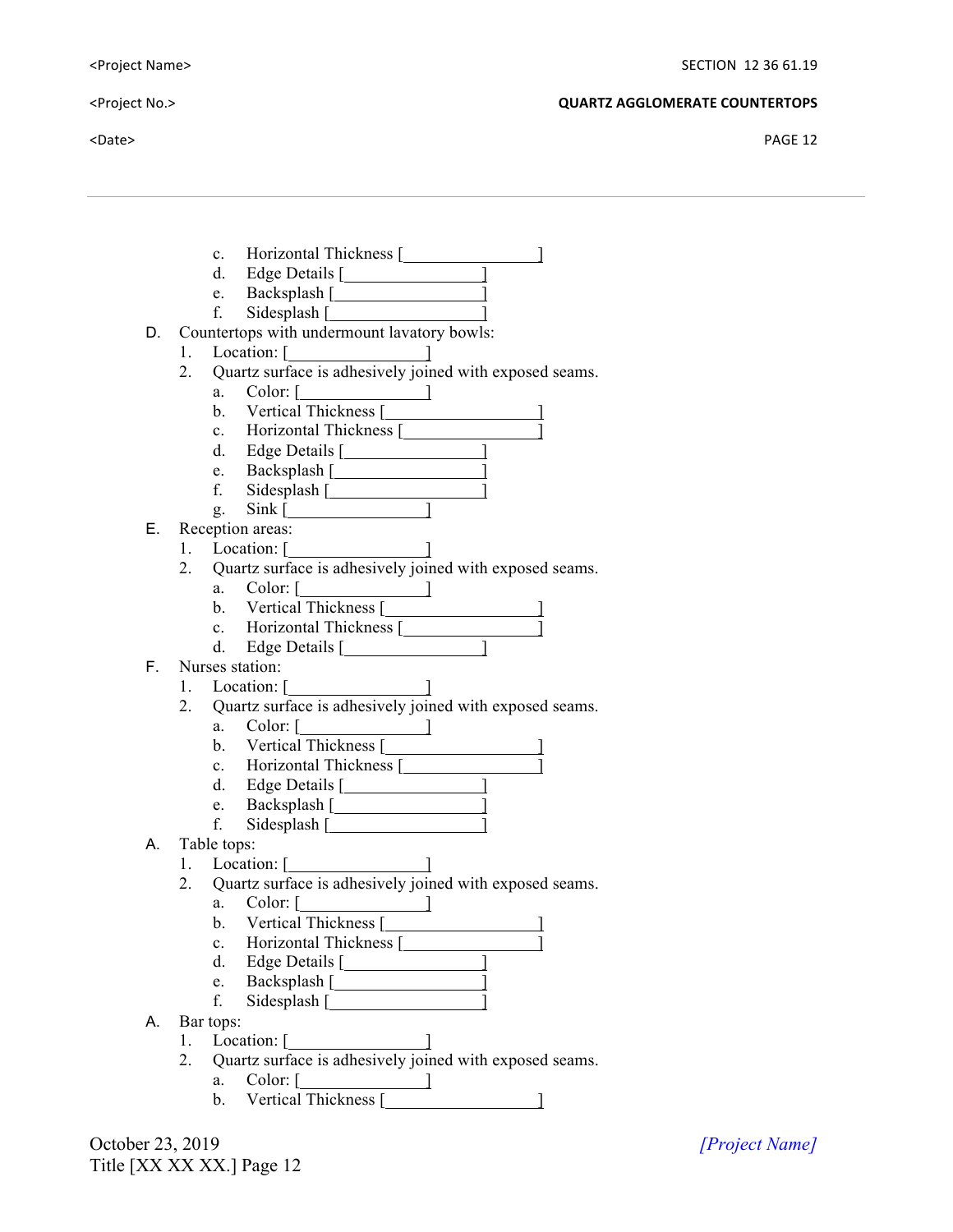c. Horizontal Thickness [________________]
d. Edge Details [________________]
e. Backsplash [________________]
f. Sidesplash [________________]

D. Countertops with undermount lavatory bowls:
   1. Location: [________________]
   2. Quartz surface is adhesively joined with exposed seams.
      a. Color: [________________]
      b. Vertical Thickness [________________]
      c. Horizontal Thickness [________________]
      d. Edge Details [________________]
      e. Backsplash [________________]
      f. Sidesplash [________________]
      g. Sink [________________]

E. Reception areas:
   1. Location: [________________]
   2. Quartz surface is adhesively joined with exposed seams.
      a. Color: [________________]
      b. Vertical Thickness [________________]
      c. Horizontal Thickness [________________]
      d. Edge Details [________________]

F. Nurses station:
   1. Location: [________________]
   2. Quartz surface is adhesively joined with exposed seams.
      a. Color: [________________]
      b. Vertical Thickness [________________]
      c. Horizontal Thickness [________________]
      d. Edge Details [________________]
      e. Backsplash [________________]
      f. Sidesplash [________________]

A. Table tops:
   1. Location: [________________]
   2. Quartz surface is adhesively joined with exposed seams.
      a. Color: [________________]
      b. Vertical Thickness [________________]
      c. Horizontal Thickness [________________]
      d. Edge Details [________________]
      e. Backsplash [________________]
      f. Sidesplash [________________]

A. Bar tops:
   1. Location: [________________]
   2. Quartz surface is adhesively joined with exposed seams.
      a. Color: [________________]
      b. Vertical Thickness [________________]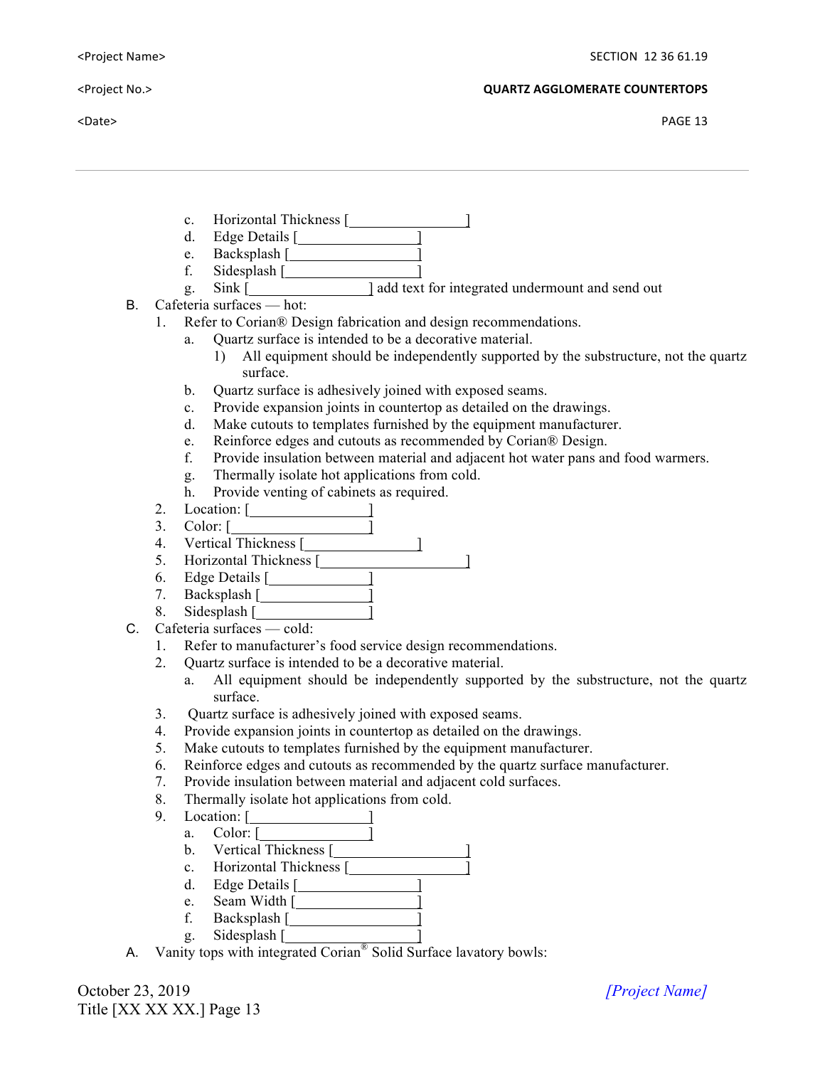c. Horizontal Thickness [________________]
d. Edge Details [________________]
e. Backsplash [________________]
f. Sidesplash [________________]
g. Sink [________________] add text for integrated undermount and send out

B. Cafeteria surfaces — hot:
   1. Refer to Corian® Design fabrication and design recommendations.
      a. Quartz surface is intended to be a decorative material.
         1) All equipment should be independently supported by the substructure, not the quartz surface.
      b. Quartz surface is adhesively joined with exposed seams.
      c. Provide expansion joints in countertop as detailed on the drawings.
      d. Make cutouts to templates furnished by the equipment manufacturer.
      e. Reinforce edges and cutouts as recommended by Corian® Design.
      f. Provide insulation between material and adjacent hot water pans and food warmers.
      g. Thermally isolate hot applications from cold.
      h. Provide venting of cabinets as required.
   2. Location: [________________]
   3. Color: [________________]
   4. Vertical Thickness [________________]
   5. Horizontal Thickness [________________]
   6. Edge Details [________________]
   7. Backsplash [________________]
   8. Sidesplash [________________]

C. Cafeteria surfaces — cold:
   1. Refer to manufacturer's food service design recommendations.
   2. Quartz surface is intended to be a decorative material.
      a. All equipment should be independently supported by the substructure, not the quartz surface.
   3. Quartz surface is adhesively joined with exposed seams.
   4. Provide expansion joints in countertop as detailed on the drawings.
   5. Make cutouts to templates furnished by the equipment manufacturer.
   6. Reinforce edges and cutouts as recommended by the quartz surface manufacturer.
   7. Provide insulation between material and adjacent cold surfaces.
   8. Thermally isolate hot applications from cold.
   9. Location: [________________]
      a. Color: [________________]
      b. Vertical Thickness [________________]
      c. Horizontal Thickness [________________]
      d. Edge Details [________________]
      e. Seam Width [________________]
      f. Backsplash [________________]
      g. Sidesplash [________________]

A. Vanity tops with integrated Corian® Solid Surface lavatory bowls: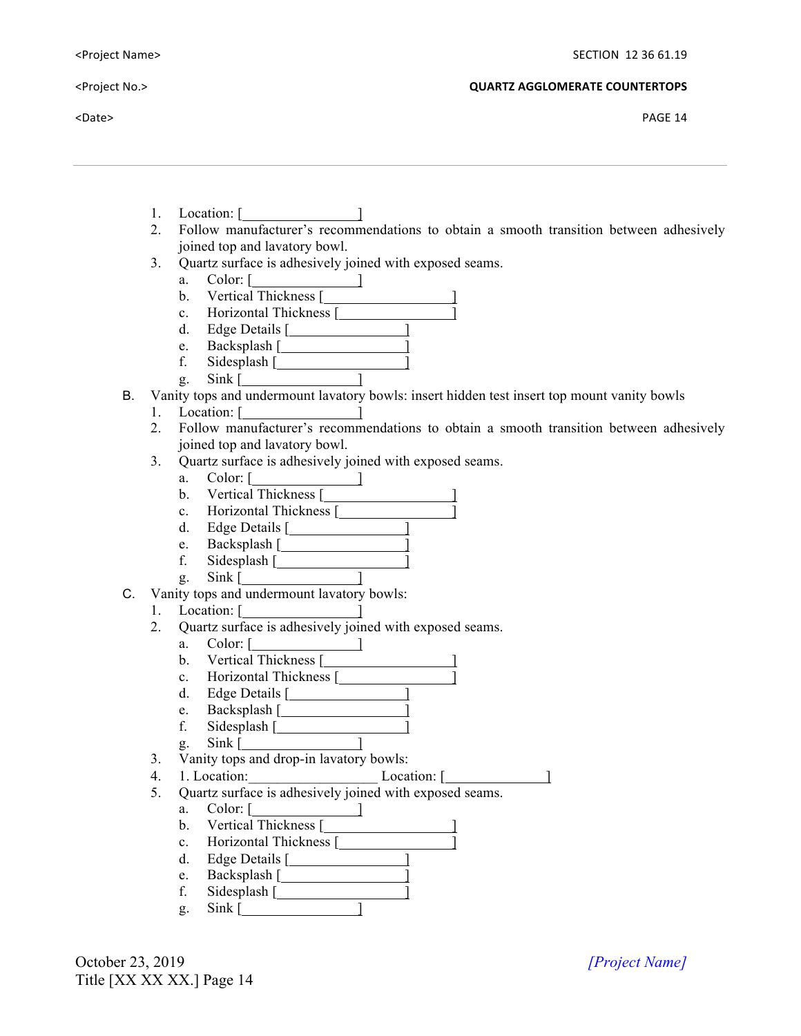1. Location: [_______________]
2. Follow manufacturer's recommendations to obtain a smooth transition between adhesively joined top and lavatory bowl.
3. Quartz surface is adhesively joined with exposed seams.
   a. Color: [______________]
   b. Vertical Thickness [_________________]
   c. Horizontal Thickness [_______________]
   d. Edge Details [_______________]
   e. Backsplash [________________]
   f. Sidesplash [_________________]
   g. Sink [_______________]

B. Vanity tops and undermount lavatory bowls: insert hidden test insert top mount vanity bowls
   1. Location: [_______________]
   2. Follow manufacturer's recommendations to obtain a smooth transition between adhesively joined top and lavatory bowl.
   3. Quartz surface is adhesively joined with exposed seams.
      a. Color: [______________]
      b. Vertical Thickness [_________________]
      c. Horizontal Thickness [_______________]
      d. Edge Details [_______________]
      e. Backsplash [________________]
      f. Sidesplash [_________________]
      g. Sink [_______________]

C. Vanity tops and undermount lavatory bowls:
   1. Location: [_______________]
   2. Quartz surface is adhesively joined with exposed seams.
      a. Color: [______________]
      b. Vertical Thickness [_________________]
      c. Horizontal Thickness [_______________]
      d. Edge Details [_______________]
      e. Backsplash [________________]
      f. Sidesplash [_________________]
      g. Sink [_______________]
   3. Vanity tops and drop-in lavatory bowls:
   4. 1. Location:_________________ Location: [_____________]
   5. Quartz surface is adhesively joined with exposed seams.
      a. Color: [______________]
      b. Vertical Thickness [_________________]
      c. Horizontal Thickness [_______________]
      d. Edge Details [_______________]
      e. Backsplash [________________]
      f. Sidesplash [_________________]
      g. Sink [_______________]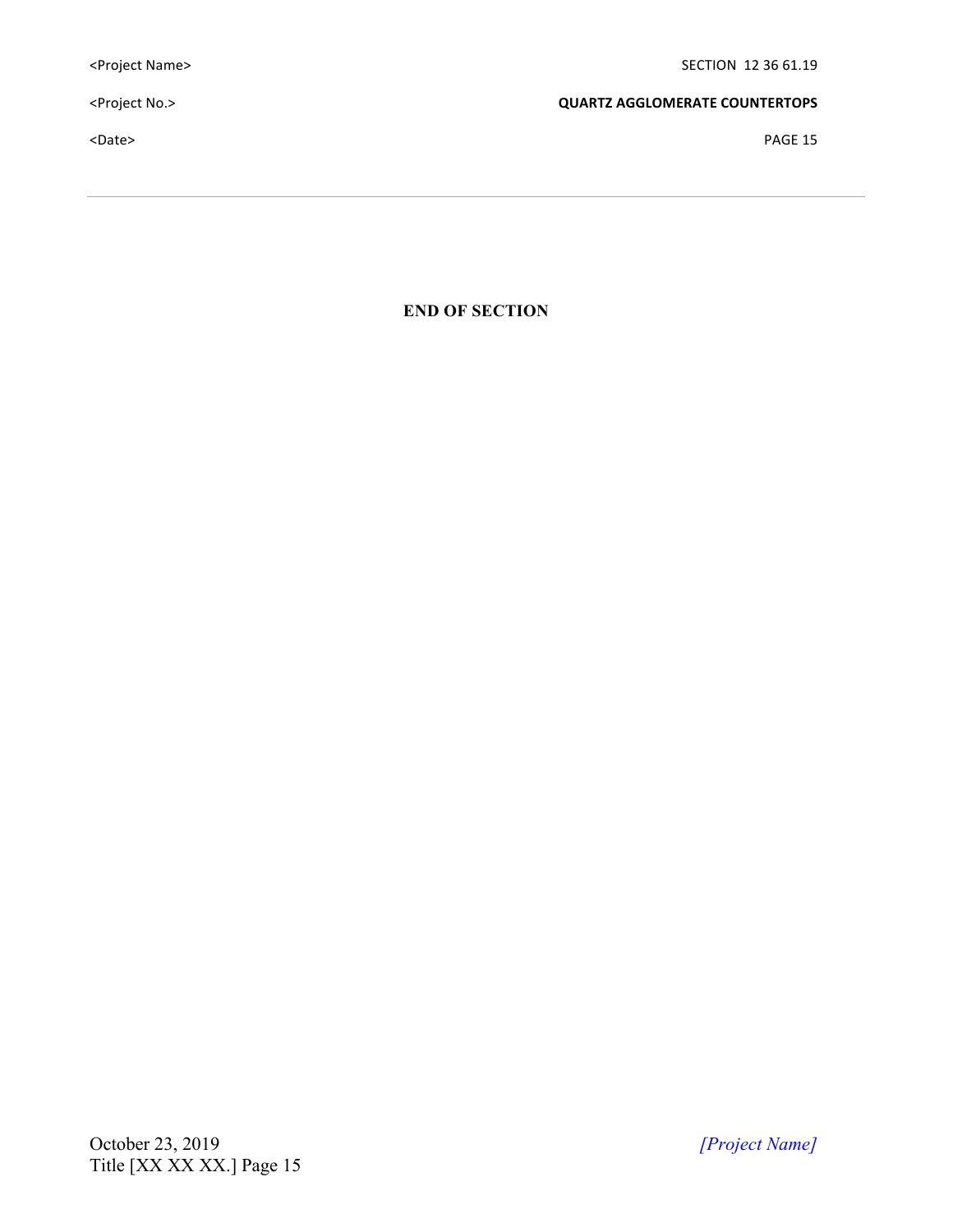**END OF SECTION**